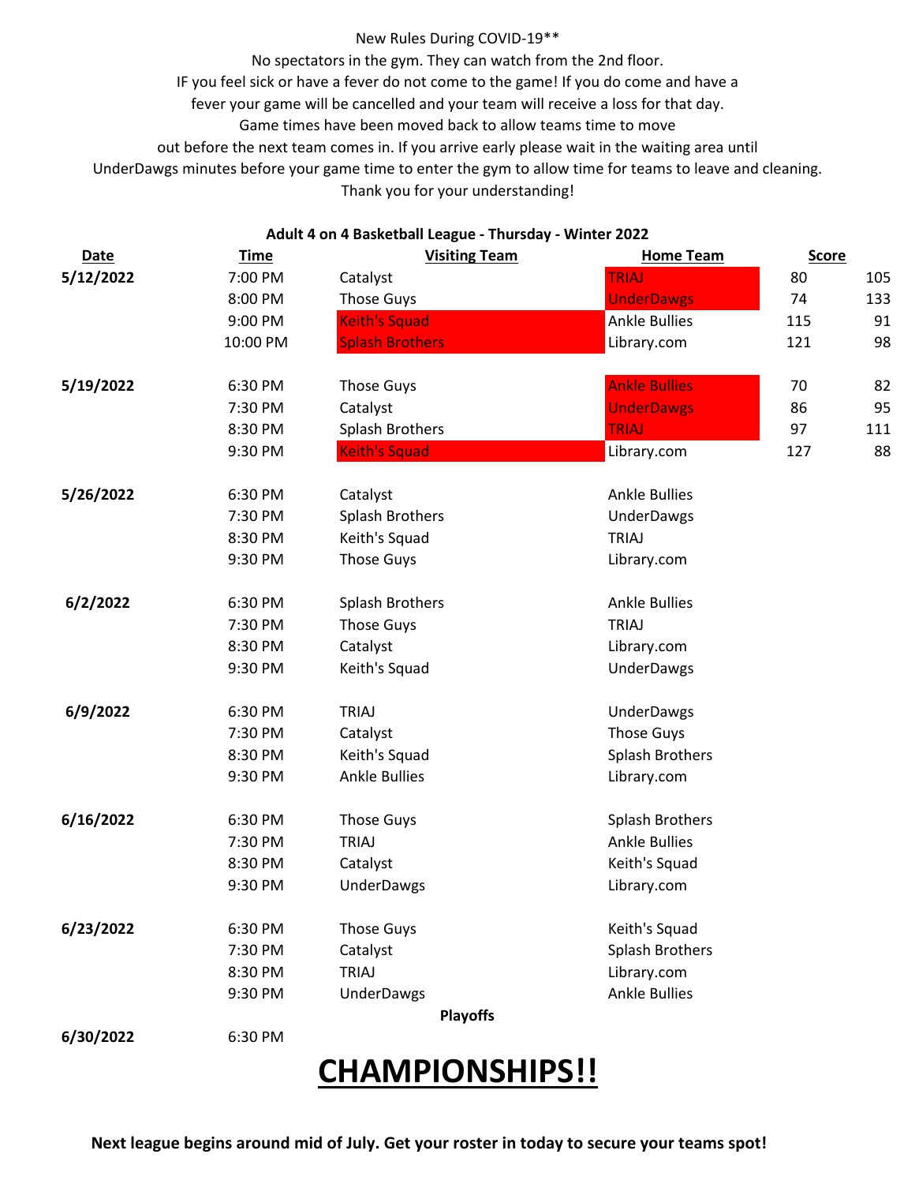New Rules During COVID-19**

No spectators in the gym. They can watch from the 2nd floor.

IF you feel sick or have a fever do not come to the game! If you do come and have a fever your game will be cancelled and your team will receive a loss for that day.

Game times have been moved back to allow teams time to move out before the next team comes in. If you arrive early please wait in the waiting area until UnderDawgs minutes before your game time to enter the gym to allow time for teams to leave and cleaning.

Thank you for your understanding!

**Adult 4 on 4 Basketball League - Thursday - Winter 2022**

| Date | Time | Visiting Team | Home Team | Score | |
|---|---|---|---|---|---|
| **5/12/2022** | 7:00 PM | Catalyst | TRIAJ | 80 | 105 |
| | 8:00 PM | Those Guys | UnderDawgs | 74 | 133 |
| | 9:00 PM | Keith's Squad | Ankle Bullies | 115 | 91 |
| | 10:00 PM | Splash Brothers | Library.com | 121 | 98 |
| **5/19/2022** | 6:30 PM | Those Guys | Ankle Bullies | 70 | 82 |
| | 7:30 PM | Catalyst | UnderDawgs | 86 | 95 |
| | 8:30 PM | Splash Brothers | TRIAJ | 97 | 111 |
| | 9:30 PM | Keith's Squad | Library.com | 127 | 88 |
| **5/26/2022** | 6:30 PM | Catalyst | Ankle Bullies | | |
| | 7:30 PM | Splash Brothers | UnderDawgs | | |
| | 8:30 PM | Keith's Squad | TRIAJ | | |
| | 9:30 PM | Those Guys | Library.com | | |
| **6/2/2022** | 6:30 PM | Splash Brothers | Ankle Bullies | | |
| | 7:30 PM | Those Guys | TRIAJ | | |
| | 8:30 PM | Catalyst | Library.com | | |
| | 9:30 PM | Keith's Squad | UnderDawgs | | |
| **6/9/2022** | 6:30 PM | TRIAJ | UnderDawgs | | |
| | 7:30 PM | Catalyst | Those Guys | | |
| | 8:30 PM | Keith's Squad | Splash Brothers | | |
| | 9:30 PM | Ankle Bullies | Library.com | | |
| **6/16/2022** | 6:30 PM | Those Guys | Splash Brothers | | |
| | 7:30 PM | TRIAJ | Ankle Bullies | | |
| | 8:30 PM | Catalyst | Keith's Squad | | |
| | 9:30 PM | UnderDawgs | Library.com | | |
| **6/23/2022** | 6:30 PM | Those Guys | Keith's Squad | | |
| | 7:30 PM | Catalyst | Splash Brothers | | |
| | 8:30 PM | TRIAJ | Library.com | | |
| | 9:30 PM | UnderDawgs | Ankle Bullies | | |
| | | **Playoffs** | | | |
| **6/30/2022** | 6:30 PM | | | | |

# CHAMPIONSHIPS!!

**Next league begins around mid of July. Get your roster in today to secure your teams spot!**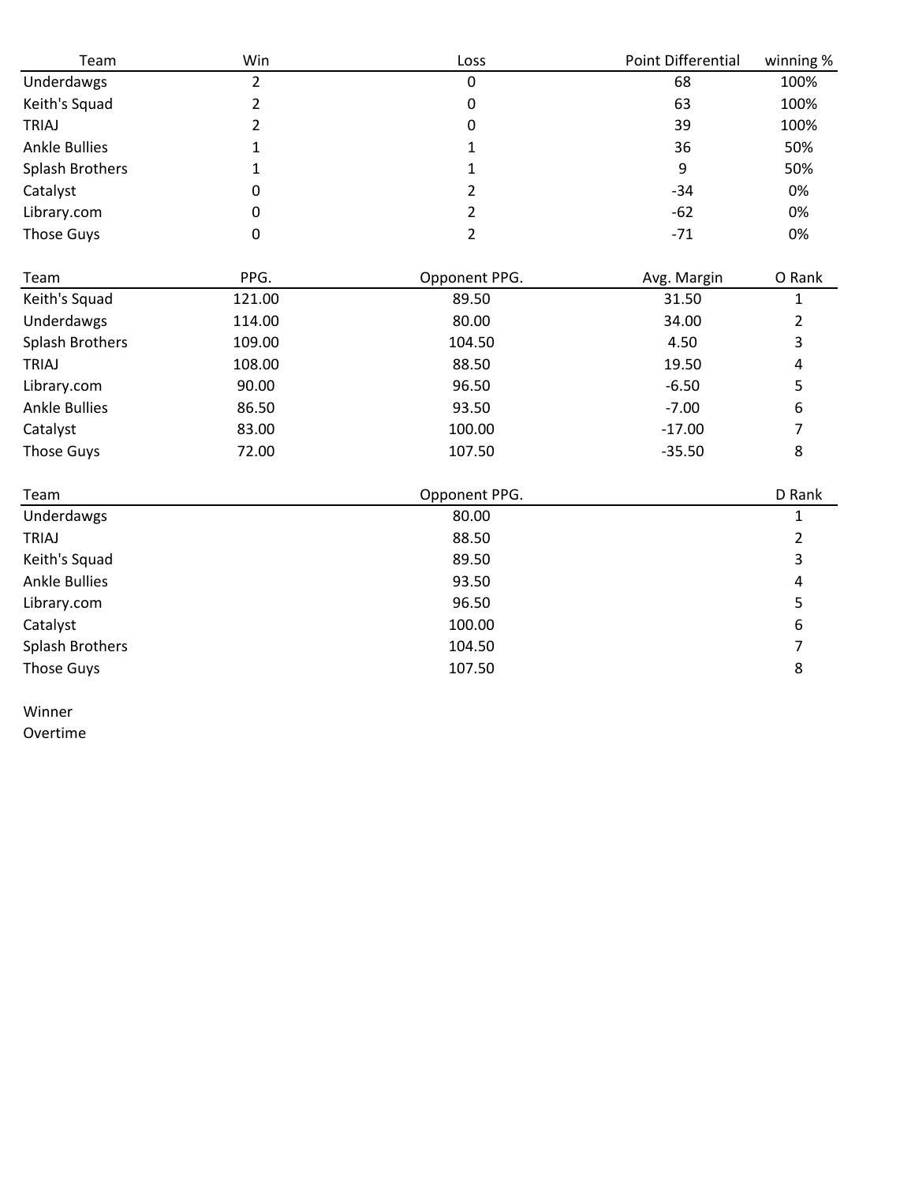| Team | Win | Loss | Point Differential | winning % |
|---|---|---|---|---|
| Underdawgs | 2 | 0 | 68 | 100% |
| Keith's Squad | 2 | 0 | 63 | 100% |
| TRIAJ | 2 | 0 | 39 | 100% |
| Ankle Bullies | 1 | 1 | 36 | 50% |
| Splash Brothers | 1 | 1 | 9 | 50% |
| Catalyst | 0 | 2 | -34 | 0% |
| Library.com | 0 | 2 | -62 | 0% |
| Those Guys | 0 | 2 | -71 | 0% |

| Team | PPG. | Opponent PPG. | Avg. Margin | O Rank |
|---|---|---|---|---|
| Keith's Squad | 121.00 | 89.50 | 31.50 | 1 |
| Underdawgs | 114.00 | 80.00 | 34.00 | 2 |
| Splash Brothers | 109.00 | 104.50 | 4.50 | 3 |
| TRIAJ | 108.00 | 88.50 | 19.50 | 4 |
| Library.com | 90.00 | 96.50 | -6.50 | 5 |
| Ankle Bullies | 86.50 | 93.50 | -7.00 | 6 |
| Catalyst | 83.00 | 100.00 | -17.00 | 7 |
| Those Guys | 72.00 | 107.50 | -35.50 | 8 |

| Team | Opponent PPG. | D Rank |
|---|---|---|
| Underdawgs | 80.00 | 1 |
| TRIAJ | 88.50 | 2 |
| Keith's Squad | 89.50 | 3 |
| Ankle Bullies | 93.50 | 4 |
| Library.com | 96.50 | 5 |
| Catalyst | 100.00 | 6 |
| Splash Brothers | 104.50 | 7 |
| Those Guys | 107.50 | 8 |

Winner

Overtime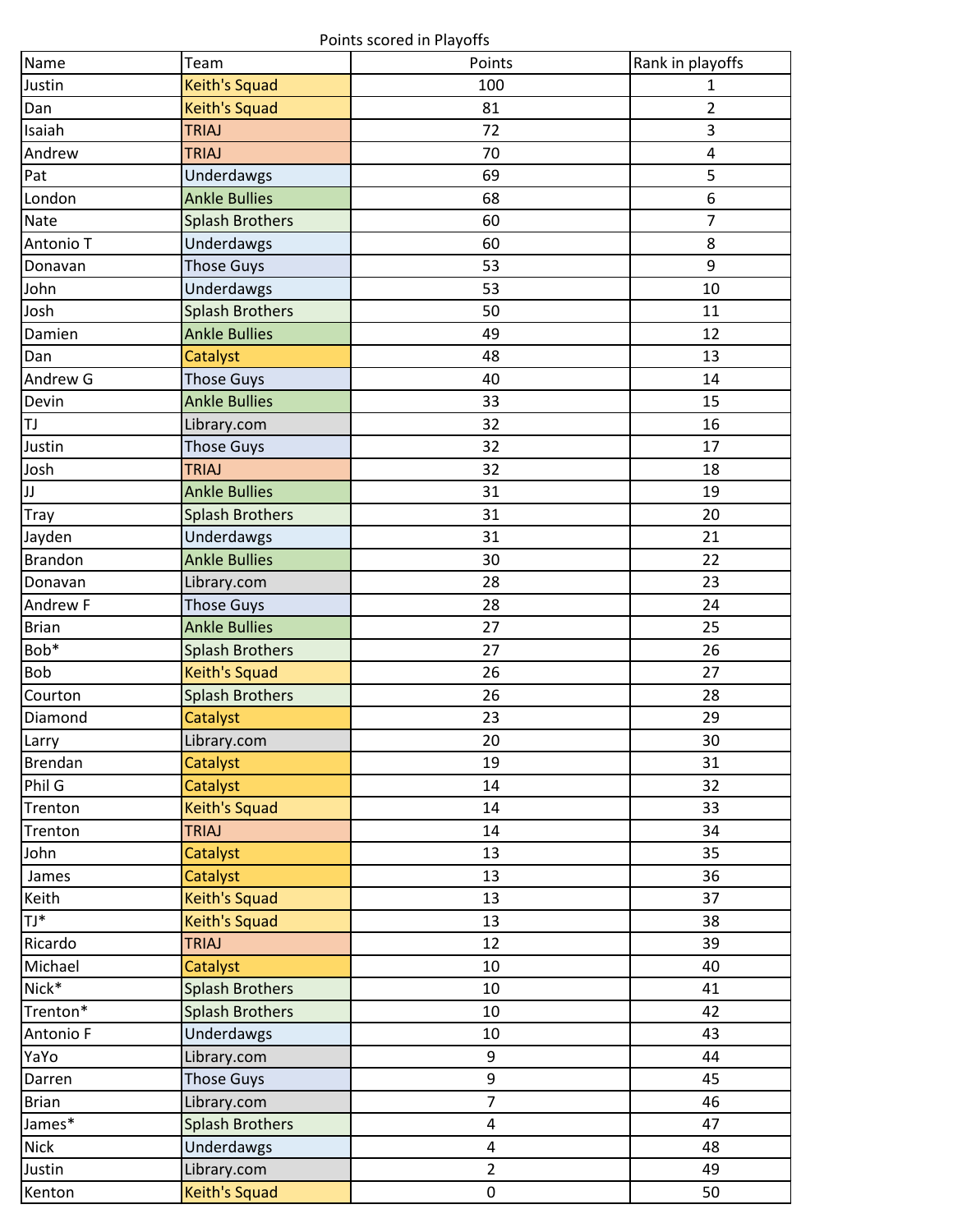Points scored in Playoffs

| Name | Team | Points | Rank in playoffs |
|---|---|---|---|
| Justin | Keith's Squad | 100 | 1 |
| Dan | Keith's Squad | 81 | 2 |
| Isaiah | TRIAJ | 72 | 3 |
| Andrew | TRIAJ | 70 | 4 |
| Pat | Underdawgs | 69 | 5 |
| London | Ankle Bullies | 68 | 6 |
| Nate | Splash Brothers | 60 | 7 |
| Antonio T | Underdawgs | 60 | 8 |
| Donavan | Those Guys | 53 | 9 |
| John | Underdawgs | 53 | 10 |
| Josh | Splash Brothers | 50 | 11 |
| Damien | Ankle Bullies | 49 | 12 |
| Dan | Catalyst | 48 | 13 |
| Andrew G | Those Guys | 40 | 14 |
| Devin | Ankle Bullies | 33 | 15 |
| TJ | Library.com | 32 | 16 |
| Justin | Those Guys | 32 | 17 |
| Josh | TRIAJ | 32 | 18 |
| JJ | Ankle Bullies | 31 | 19 |
| Tray | Splash Brothers | 31 | 20 |
| Jayden | Underdawgs | 31 | 21 |
| Brandon | Ankle Bullies | 30 | 22 |
| Donavan | Library.com | 28 | 23 |
| Andrew F | Those Guys | 28 | 24 |
| Brian | Ankle Bullies | 27 | 25 |
| Bob* | Splash Brothers | 27 | 26 |
| Bob | Keith's Squad | 26 | 27 |
| Courton | Splash Brothers | 26 | 28 |
| Diamond | Catalyst | 23 | 29 |
| Larry | Library.com | 20 | 30 |
| Brendan | Catalyst | 19 | 31 |
| Phil G | Catalyst | 14 | 32 |
| Trenton | Keith's Squad | 14 | 33 |
| Trenton | TRIAJ | 14 | 34 |
| John | Catalyst | 13 | 35 |
| James | Catalyst | 13 | 36 |
| Keith | Keith's Squad | 13 | 37 |
| TJ* | Keith's Squad | 13 | 38 |
| Ricardo | TRIAJ | 12 | 39 |
| Michael | Catalyst | 10 | 40 |
| Nick* | Splash Brothers | 10 | 41 |
| Trenton* | Splash Brothers | 10 | 42 |
| Antonio F | Underdawgs | 10 | 43 |
| YaYo | Library.com | 9 | 44 |
| Darren | Those Guys | 9 | 45 |
| Brian | Library.com | 7 | 46 |
| James* | Splash Brothers | 4 | 47 |
| Nick | Underdawgs | 4 | 48 |
| Justin | Library.com | 2 | 49 |
| Kenton | Keith's Squad | 0 | 50 |